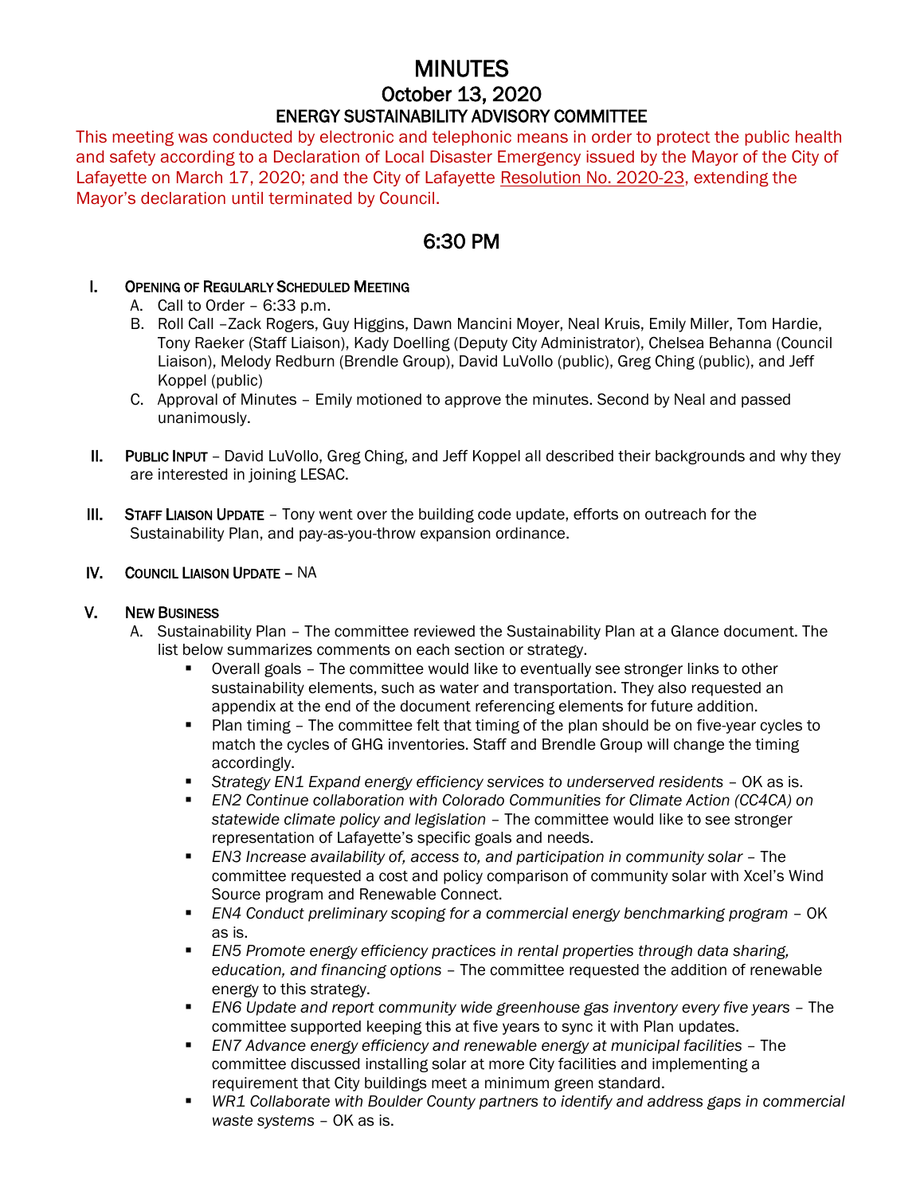# MINUTES

## October 13, 2020

### ENERGY SUSTAINABILITY ADVISORY COMMITTEE

This meeting was conducted by electronic and telephonic means in order to protect the public health and safety according to a Declaration of Local Disaster Emergency issued by the Mayor of the City of Lafayette on March 17, 2020; and the City of Lafayette Resolution No. 2020-23, extending the Mayor's declaration until terminated by Council.

## 6:30 PM

I. **OPENING OF REGULARLY SCHEDULED MEETING**
   A. Call to Order – 6:33 p.m.
   B. Roll Call –Zack Rogers, Guy Higgins, Dawn Mancini Moyer, Neal Kruis, Emily Miller, Tom Hardie, Tony Raeker (Staff Liaison), Kady Doelling (Deputy City Administrator), Chelsea Behanna (Council Liaison), Melody Redburn (Brendle Group), David LuVollo (public), Greg Ching (public), and Jeff Koppel (public)
   C. Approval of Minutes – Emily motioned to approve the minutes. Second by Neal and passed unanimously.

II. **PUBLIC INPUT** – David LuVollo, Greg Ching, and Jeff Koppel all described their backgrounds and why they are interested in joining LESAC.

III. **STAFF LIAISON UPDATE** – Tony went over the building code update, efforts on outreach for the Sustainability Plan, and pay-as-you-throw expansion ordinance.

IV. **COUNCIL LIAISON UPDATE** – NA

V. **NEW BUSINESS**
   A. Sustainability Plan – The committee reviewed the Sustainability Plan at a Glance document. The list below summarizes comments on each section or strategy.
      - Overall goals – The committee would like to eventually see stronger links to other sustainability elements, such as water and transportation. They also requested an appendix at the end of the document referencing elements for future addition.
      - Plan timing – The committee felt that timing of the plan should be on five-year cycles to match the cycles of GHG inventories. Staff and Brendle Group will change the timing accordingly.
      - *Strategy EN1 Expand energy efficiency services to underserved residents* – OK as is.
      - *EN2 Continue collaboration with Colorado Communities for Climate Action (CC4CA) on statewide climate policy and legislation* – The committee would like to see stronger representation of Lafayette's specific goals and needs.
      - *EN3 Increase availability of, access to, and participation in community solar* – The committee requested a cost and policy comparison of community solar with Xcel's Wind Source program and Renewable Connect.
      - *EN4 Conduct preliminary scoping for a commercial energy benchmarking program* – OK as is.
      - *EN5 Promote energy efficiency practices in rental properties through data sharing, education, and financing options* – The committee requested the addition of renewable energy to this strategy.
      - *EN6 Update and report community wide greenhouse gas inventory every five years* – The committee supported keeping this at five years to sync it with Plan updates.
      - *EN7 Advance energy efficiency and renewable energy at municipal facilities* – The committee discussed installing solar at more City facilities and implementing a requirement that City buildings meet a minimum green standard.
      - *WR1 Collaborate with Boulder County partners to identify and address gaps in commercial waste systems* – OK as is.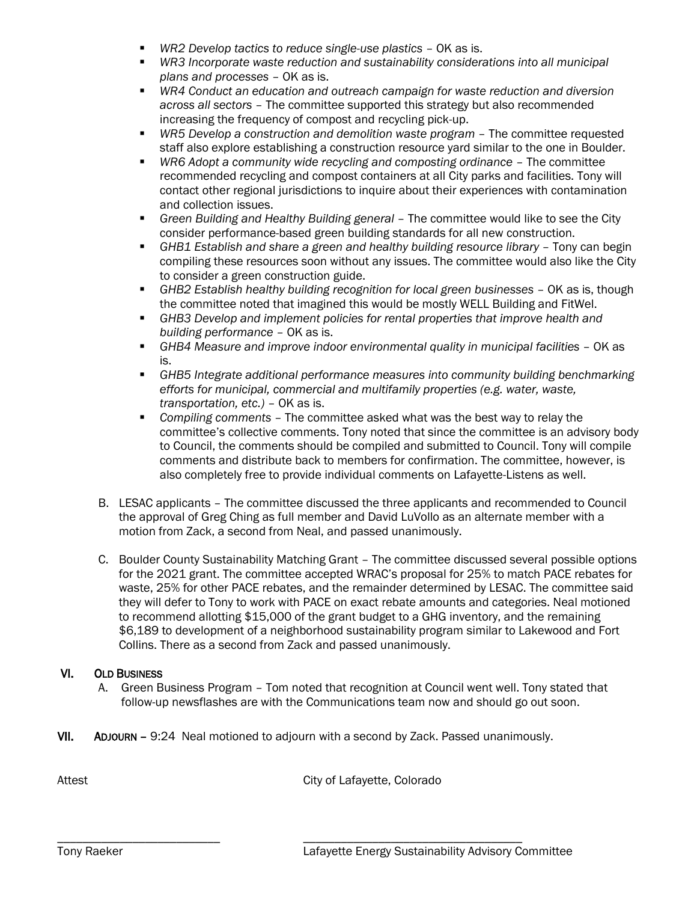- *WR2 Develop tactics to reduce single-use plastics* – OK as is.
- *WR3 Incorporate waste reduction and sustainability considerations into all municipal plans and processes* – OK as is.
- *WR4 Conduct an education and outreach campaign for waste reduction and diversion across all sectors* – The committee supported this strategy but also recommended increasing the frequency of compost and recycling pick-up.
- *WR5 Develop a construction and demolition waste program* – The committee requested staff also explore establishing a construction resource yard similar to the one in Boulder.
- *WR6 Adopt a community wide recycling and composting ordinance* – The committee recommended recycling and compost containers at all City parks and facilities. Tony will contact other regional jurisdictions to inquire about their experiences with contamination and collection issues.
- *Green Building and Healthy Building general* – The committee would like to see the City consider performance-based green building standards for all new construction.
- *GHB1 Establish and share a green and healthy building resource library* – Tony can begin compiling these resources soon without any issues. The committee would also like the City to consider a green construction guide.
- *GHB2 Establish healthy building recognition for local green businesses* – OK as is, though the committee noted that imagined this would be mostly WELL Building and FitWel.
- *GHB3 Develop and implement policies for rental properties that improve health and building performance* – OK as is.
- *GHB4 Measure and improve indoor environmental quality in municipal facilities* – OK as is.
- *GHB5 Integrate additional performance measures into community building benchmarking efforts for municipal, commercial and multifamily properties (e.g. water, waste, transportation, etc.)* – OK as is.
- *Compiling comments* – The committee asked what was the best way to relay the committee's collective comments. Tony noted that since the committee is an advisory body to Council, the comments should be compiled and submitted to Council. Tony will compile comments and distribute back to members for confirmation. The committee, however, is also completely free to provide individual comments on Lafayette-Listens as well.

B. LESAC applicants – The committee discussed the three applicants and recommended to Council the approval of Greg Ching as full member and David LuVollo as an alternate member with a motion from Zack, a second from Neal, and passed unanimously.

C. Boulder County Sustainability Matching Grant – The committee discussed several possible options for the 2021 grant. The committee accepted WRAC's proposal for 25% to match PACE rebates for waste, 25% for other PACE rebates, and the remainder determined by LESAC. The committee said they will defer to Tony to work with PACE on exact rebate amounts and categories. Neal motioned to recommend allotting $15,000 of the grant budget to a GHG inventory, and the remaining $6,189 to development of a neighborhood sustainability program similar to Lakewood and Fort Collins. There as a second from Zack and passed unanimously.

## VI. Old Business

A. Green Business Program – Tom noted that recognition at Council went well. Tony stated that follow-up newsflashes are with the Communications team now and should go out soon.

## VII. Adjourn – 9:24 Neal motioned to adjourn with a second by Zack. Passed unanimously.

Attest

City of Lafayette, Colorado

\_\_\_\_\_\_\_\_\_\_\_\_\_\_\_\_\_\_\_\_\_\_\_\_\_\_\_\_

Tony Raeker

\_\_\_\_\_\_\_\_\_\_\_\_\_\_\_\_\_\_\_\_\_\_\_\_\_\_\_\_\_\_\_\_\_\_\_\_\_\_

Lafayette Energy Sustainability Advisory Committee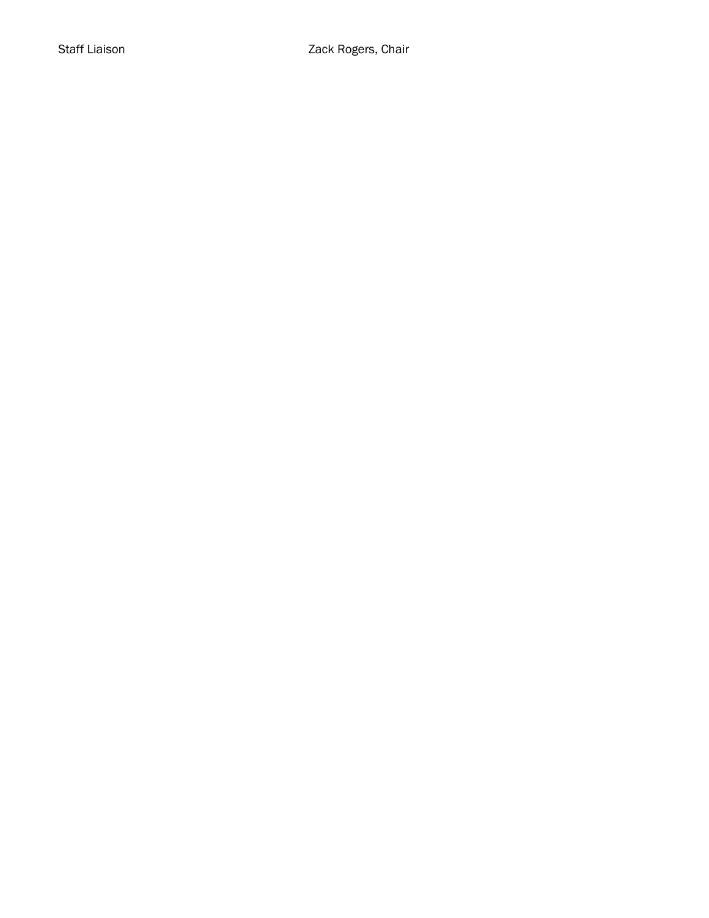Staff Liaison Zack Rogers, Chair